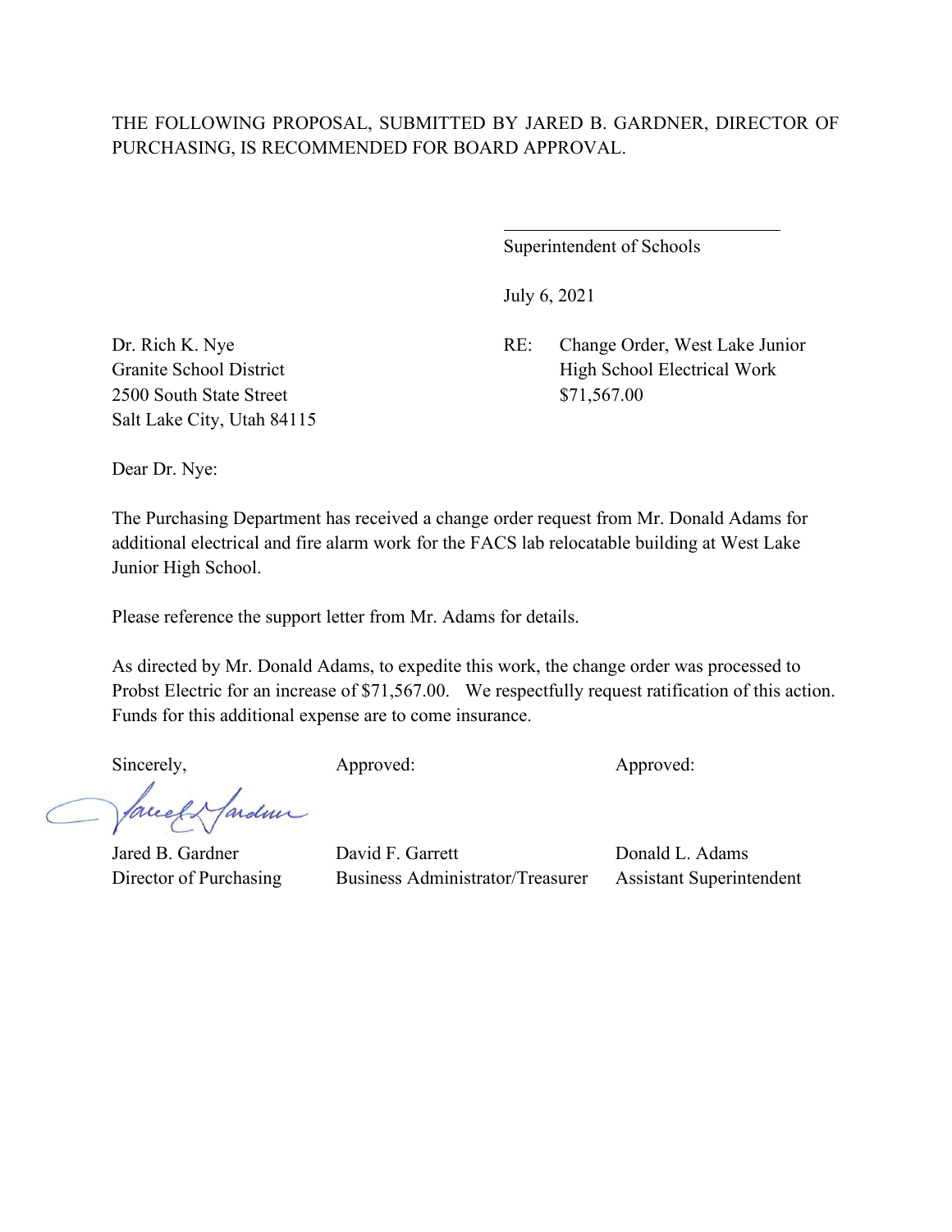THE FOLLOWING PROPOSAL, SUBMITTED BY JARED B. GARDNER, DIRECTOR OF PURCHASING, IS RECOMMENDED FOR BOARD APPROVAL.

\_\_\_\_\_\_\_\_\_\_\_\_\_\_\_\_\_\_\_\_\_\_\_\_\_\_\_\_\_\_

Superintendent of Schools

July 6, 2021

Dr. Rich K. Nye
Granite School District
2500 South State Street
Salt Lake City, Utah 84115

RE: Change Order, West Lake Junior High School Electrical Work
$71,567.00

Dear Dr. Nye:

The Purchasing Department has received a change order request from Mr. Donald Adams for additional electrical and fire alarm work for the FACS lab relocatable building at West Lake Junior High School.

Please reference the support letter from Mr. Adams for details.

As directed by Mr. Donald Adams, to expedite this work, the change order was processed to Probst Electric for an increase of $71,567.00. We respectfully request ratification of this action. Funds for this additional expense are to come insurance.

| Sincerely, | Approved: | Approved: |
| --- | --- | --- |
| Jared B. Gardner | David F. Garrett | Donald L. Adams |
| Director of Purchasing | Business Administrator/Treasurer | Assistant Superintendent |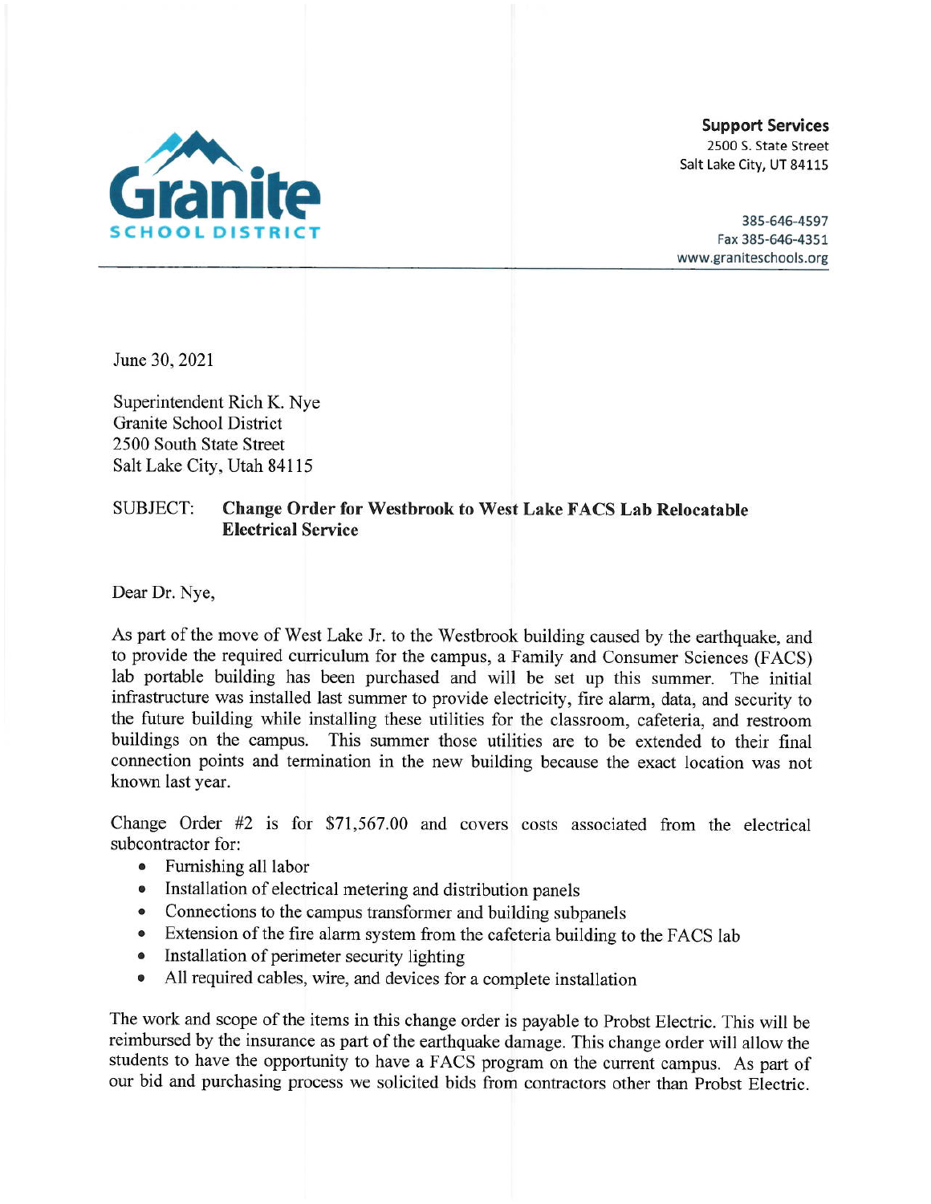**Granite SCHOOL DISTRICT**

**Support Services**
2500 S. State Street
Salt Lake City, UT 84115

385-646-4597
Fax 385-646-4351
www.graniteschools.org

---

June 30, 2021

Superintendent Rich K. Nye
Granite School District
2500 South State Street
Salt Lake City, Utah 84115

SUBJECT: **Change Order for Westbrook to West Lake FACS Lab Relocatable Electrical Service**

Dear Dr. Nye,

As part of the move of West Lake Jr. to the Westbrook building caused by the earthquake, and to provide the required curriculum for the campus, a Family and Consumer Sciences (FACS) lab portable building has been purchased and will be set up this summer. The initial infrastructure was installed last summer to provide electricity, fire alarm, data, and security to the future building while installing these utilities for the classroom, cafeteria, and restroom buildings on the campus. This summer those utilities are to be extended to their final connection points and termination in the new building because the exact location was not known last year.

Change Order #2 is for $71,567.00 and covers costs associated from the electrical subcontractor for:

- Furnishing all labor
- Installation of electrical metering and distribution panels
- Connections to the campus transformer and building subpanels
- Extension of the fire alarm system from the cafeteria building to the FACS lab
- Installation of perimeter security lighting
- All required cables, wire, and devices for a complete installation

The work and scope of the items in this change order is payable to Probst Electric. This will be reimbursed by the insurance as part of the earthquake damage. This change order will allow the students to have the opportunity to have a FACS program on the current campus. As part of our bid and purchasing process we solicited bids from contractors other than Probst Electric.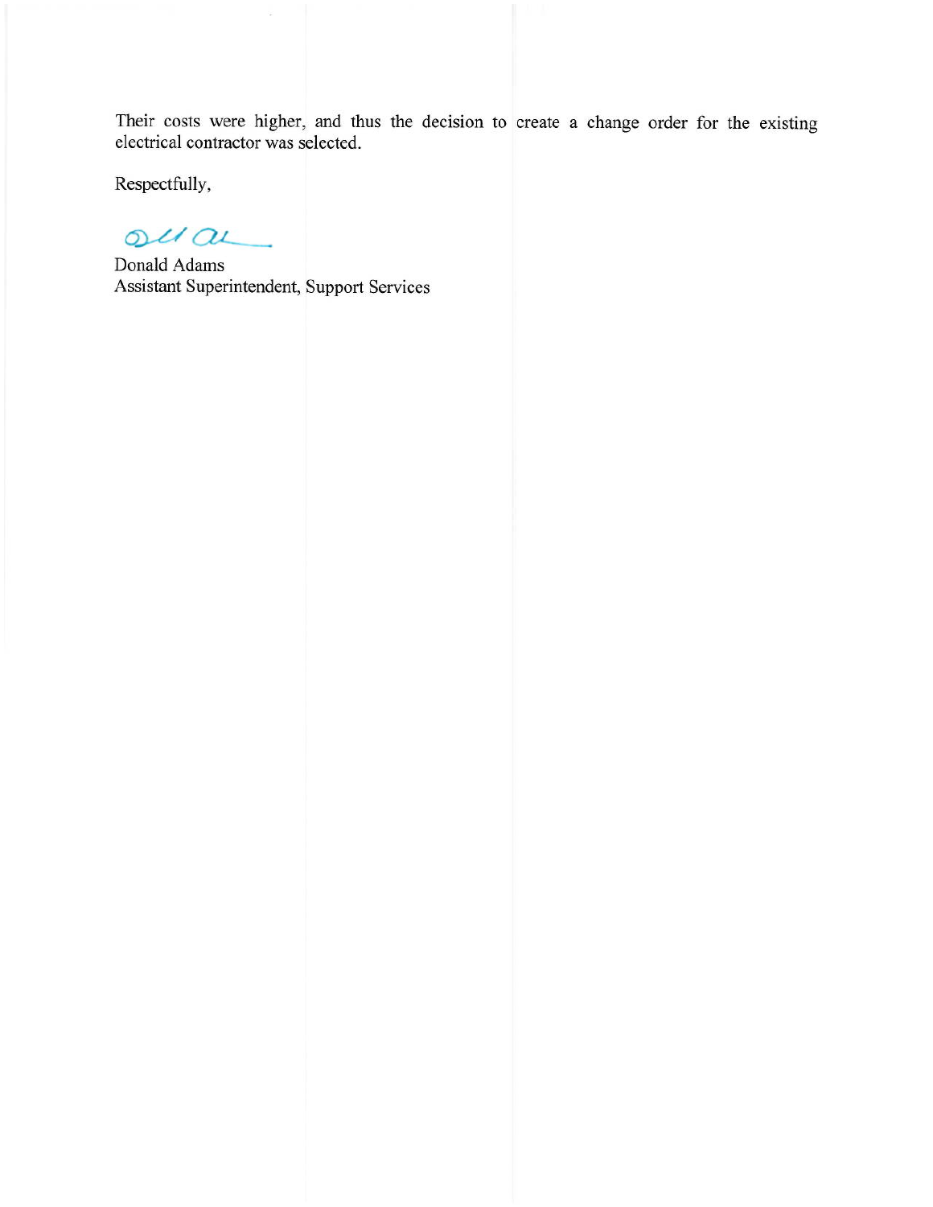Their costs were higher, and thus the decision to create a change order for the existing electrical contractor was selected.

Respectfully,

Donald Adams
Assistant Superintendent, Support Services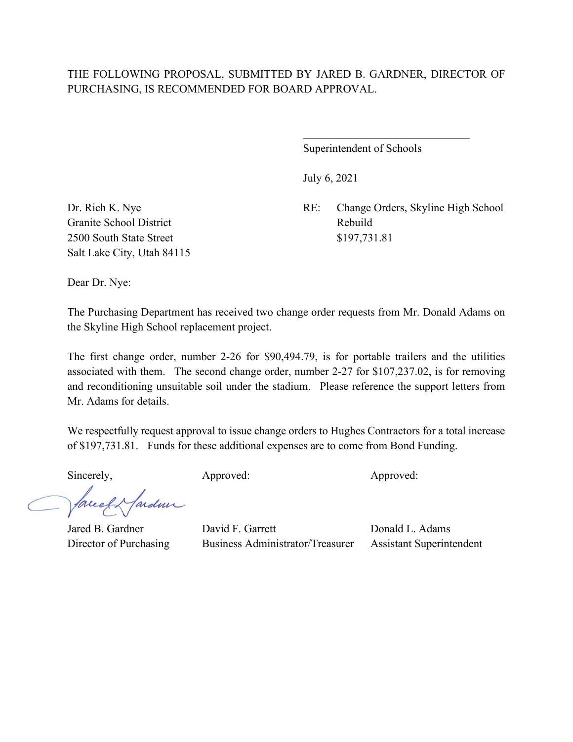THE FOLLOWING PROPOSAL, SUBMITTED BY JARED B. GARDNER, DIRECTOR OF PURCHASING, IS RECOMMENDED FOR BOARD APPROVAL.

\_\_\_\_\_\_\_\_\_\_\_\_\_\_\_\_\_\_\_\_\_\_\_\_\_\_\_\_\_\_

Superintendent of Schools

July 6, 2021

Dr. Rich K. Nye
Granite School District
2500 South State Street
Salt Lake City, Utah 84115

RE: Change Orders, Skyline High School Rebuild
$197,731.81

Dear Dr. Nye:

The Purchasing Department has received two change order requests from Mr. Donald Adams on the Skyline High School replacement project.

The first change order, number 2-26 for $90,494.79, is for portable trailers and the utilities associated with them. The second change order, number 2-27 for $107,237.02, is for removing and reconditioning unsuitable soil under the stadium. Please reference the support letters from Mr. Adams for details.

We respectfully request approval to issue change orders to Hughes Contractors for a total increase of $197,731.81. Funds for these additional expenses are to come from Bond Funding.

| Sincerely, | Approved: | Approved: |
|---|---|---|
| Jared B. Gardner<br>Director of Purchasing | David F. Garrett<br>Business Administrator/Treasurer | Donald L. Adams<br>Assistant Superintendent |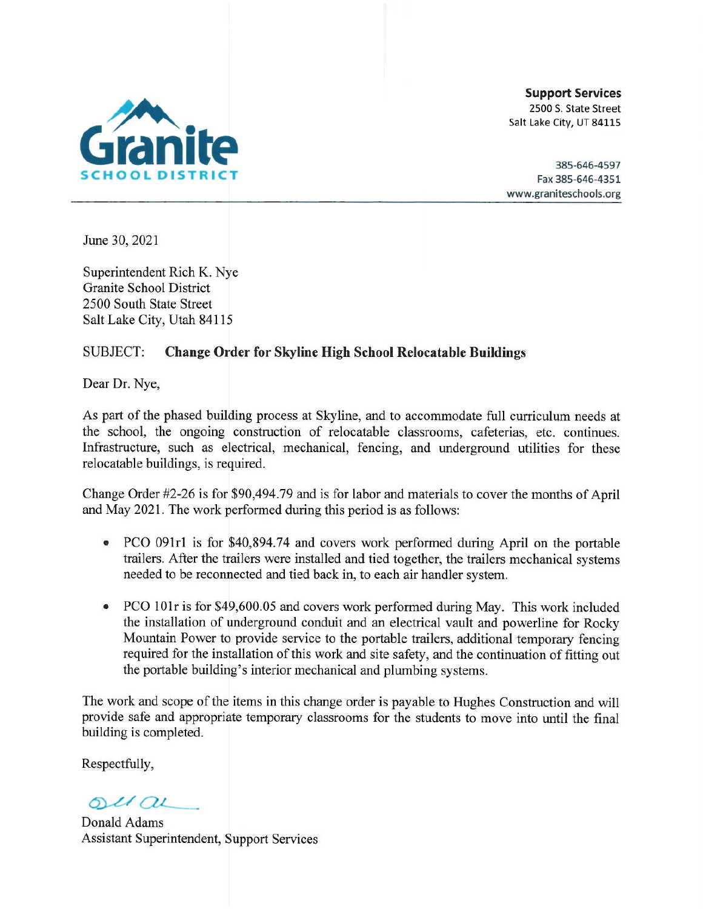**Granite SCHOOL DISTRICT**

**Support Services**
2500 S. State Street
Salt Lake City, UT 84115

385-646-4597
Fax 385-646-4351
www.graniteschools.org

---

June 30, 2021

Superintendent Rich K. Nye
Granite School District
2500 South State Street
Salt Lake City, Utah 84115

SUBJECT: **Change Order for Skyline High School Relocatable Buildings**

Dear Dr. Nye,

As part of the phased building process at Skyline, and to accommodate full curriculum needs at the school, the ongoing construction of relocatable classrooms, cafeterias, etc. continues. Infrastructure, such as electrical, mechanical, fencing, and underground utilities for these relocatable buildings, is required.

Change Order #2-26 is for $90,494.79 and is for labor and materials to cover the months of April and May 2021. The work performed during this period is as follows:

- PCO 091r1 is for $40,894.74 and covers work performed during April on the portable trailers. After the trailers were installed and tied together, the trailers mechanical systems needed to be reconnected and tied back in, to each air handler system.
- PCO 101r is for $49,600.05 and covers work performed during May. This work included the installation of underground conduit and an electrical vault and powerline for Rocky Mountain Power to provide service to the portable trailers, additional temporary fencing required for the installation of this work and site safety, and the continuation of fitting out the portable building's interior mechanical and plumbing systems.

The work and scope of the items in this change order is payable to Hughes Construction and will provide safe and appropriate temporary classrooms for the students to move into until the final building is completed.

Respectfully,

Donald Adams
Assistant Superintendent, Support Services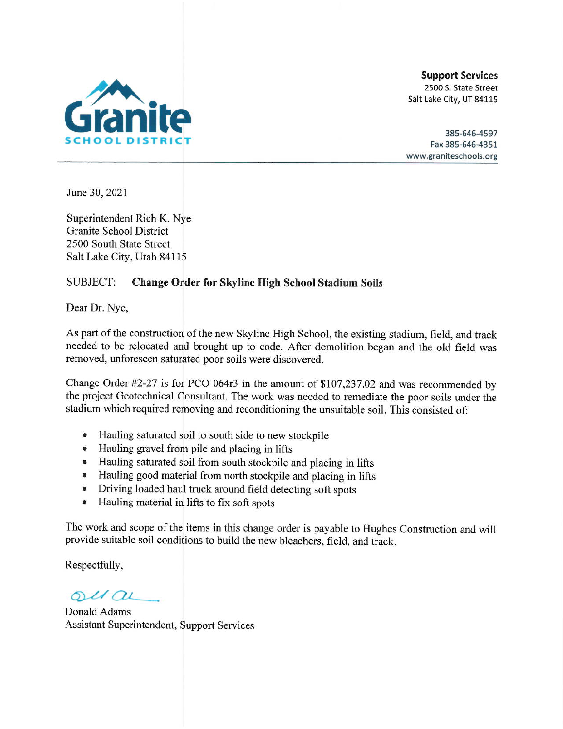**Granite SCHOOL DISTRICT**

**Support Services**
2500 S. State Street
Salt Lake City, UT 84115

385-646-4597
Fax 385-646-4351
www.graniteschools.org

June 30, 2021

Superintendent Rich K. Nye
Granite School District
2500 South State Street
Salt Lake City, Utah 84115

SUBJECT: **Change Order for Skyline High School Stadium Soils**

Dear Dr. Nye,

As part of the construction of the new Skyline High School, the existing stadium, field, and track needed to be relocated and brought up to code. After demolition began and the old field was removed, unforeseen saturated poor soils were discovered.

Change Order #2-27 is for PCO 064r3 in the amount of $107,237.02 and was recommended by the project Geotechnical Consultant. The work was needed to remediate the poor soils under the stadium which required removing and reconditioning the unsuitable soil. This consisted of:

- Hauling saturated soil to south side to new stockpile
- Hauling gravel from pile and placing in lifts
- Hauling saturated soil from south stockpile and placing in lifts
- Hauling good material from north stockpile and placing in lifts
- Driving loaded haul truck around field detecting soft spots
- Hauling material in lifts to fix soft spots

The work and scope of the items in this change order is payable to Hughes Construction and will provide suitable soil conditions to build the new bleachers, field, and track.

Respectfully,

Donald Adams
Assistant Superintendent, Support Services